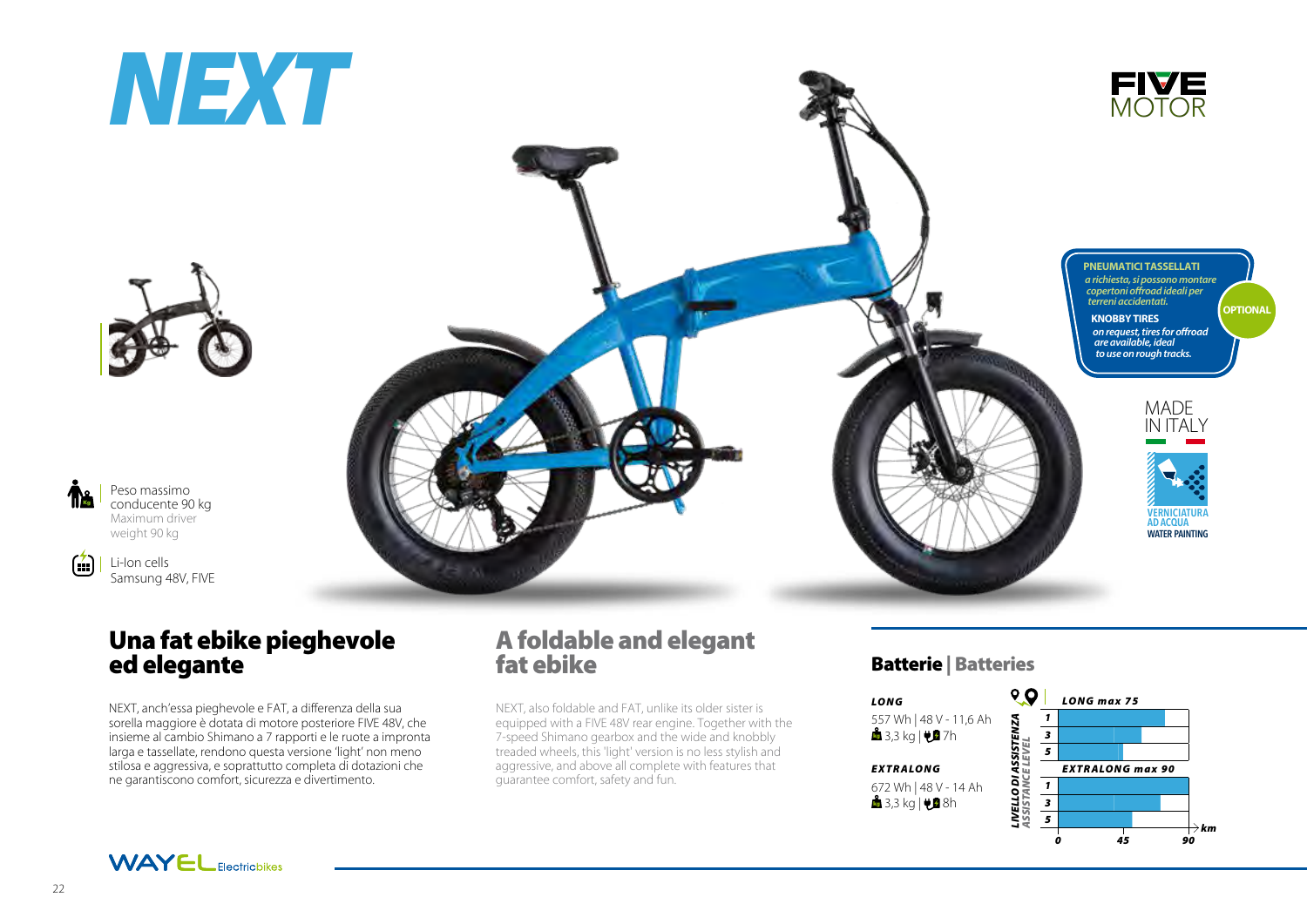# NEXT

FIVE MOTOR

Peso massimo conducente 90 kg
Maximum driver weight 90 kg

Li-Ion cells Samsung 48V, FIVE

**PNEUMATICI TASSELLATI**
*a richiesta, si possono montare copertoni offroad ideali per terreni accidentati.*

**KNOBBY TIRES**
*on request, tires for offroad are available, ideal to use on rough tracks.*

**OPTIONAL**

MADE IN ITALY

VERNICIATURA AD ACQUA
WATER PAINTING

## Una fat ebike pieghevole ed elegante

NEXT, anch'essa pieghevole e FAT, a differenza della sua sorella maggiore è dotata di motore posteriore FIVE 48V, che insieme al cambio Shimano a 7 rapporti e le ruote a impronta larga e tassellate, rendono questa versione 'light' non meno stilosa e aggressiva, e soprattutto completa di dotazioni che ne garantiscono comfort, sicurezza e divertimento.

## A foldable and elegant fat ebike

NEXT, also foldable and FAT, unlike its older sister is equipped with a FIVE 48V rear engine. Together with the 7-speed Shimano gearbox and the wide and knobbly treaded wheels, this 'light' version is no less stylish and aggressive, and above all complete with features that guarantee comfort, safety and fun.

## Batterie | Batteries

***LONG***
557 Wh | 48 V - 11,6 Ah
3,3 kg | 7h

***EXTRALONG***
672 Wh | 48 V - 14 Ah
3,3 kg | 8h

LIVELLO DI ASSISTENZA / ASSISTANCE LEVEL

***LONG max 75***

***EXTRALONG max 90***

Levels: 1, 3, 5 — km: 0, 45, 90

WAYEL Electricbikes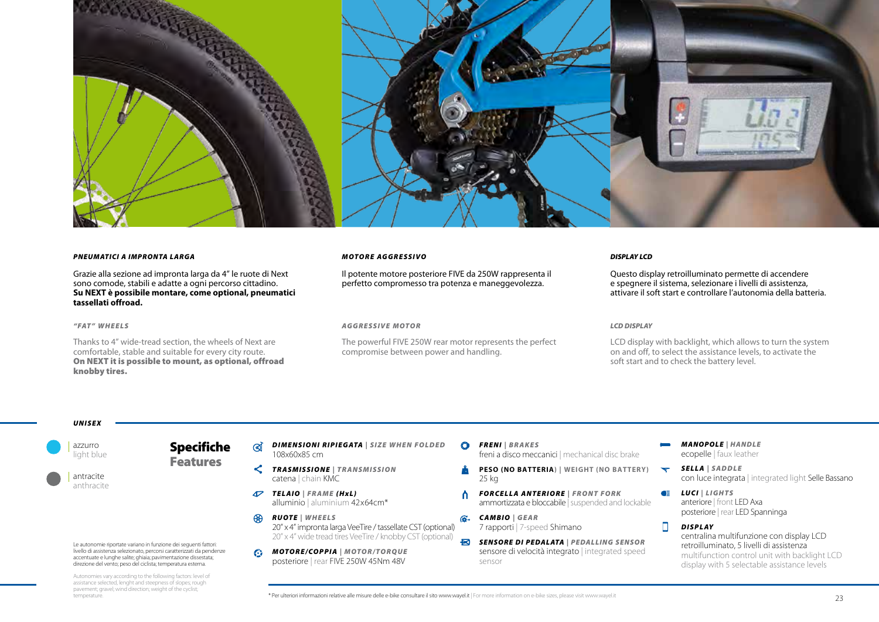### *PNEUMATICI A IMPRONTA LARGA*

Grazie alla sezione ad impronta larga da 4" le ruote di Next sono comode, stabili e adatte a ogni percorso cittadino.
**Su NEXT è possibile montare, come optional, pneumatici tassellati offroad.**

### *"FAT" WHEELS*

Thanks to 4" wide-tread section, the wheels of Next are comfortable, stable and suitable for every city route.
**On NEXT it is possible to mount, as optional, offroad knobby tires.**

### *MOTORE AGGRESSIVO*

Il potente motore posteriore FIVE da 250W rappresenta il perfetto compromesso tra potenza e maneggevolezza.

### *AGGRESSIVE MOTOR*

The powerful FIVE 250W rear motor represents the perfect compromise between power and handling.

### *DISPLAY LCD*

Questo display retroilluminato permette di accendere e spegnere il sistema, selezionare i livelli di assistenza, attivare il soft start e controllare l'autonomia della batteria.

### *LCD DISPLAY*

LCD display with backlight, which allows to turn the system on and off, to select the assistance levels, to activate the soft start and to check the battery level.

***UNISEX***

- azzurro | light blue
- antracite | anthracite

## Specifiche
## Features

***DIMENSIONI RIPIEGATA | SIZE WHEN FOLDED***
108x60x85 cm

***TRASMISSIONE | TRANSMISSION***
catena | chain KMC

***TELAIO | FRAME (HxL)***
alluminio | aluminium 42x64cm*

***RUOTE | WHEELS***
20" x 4" impronta larga VeeTire / tassellate CST (optional)
20" x 4" wide tread tires VeeTire / knobby CST (optional)

***MOTORE/COPPIA | MOTOR/TORQUE***
posteriore | rear FIVE 250W 45Nm 48V

***FRENI | BRAKES***
freni a disco meccanici | mechanical disc brake

**PESO (NO BATTERIA) | WEIGHT (NO BATTERY)**
25 kg

***FORCELLA ANTERIORE | FRONT FORK***
ammortizzata e bloccabile | suspended and lockable

***CAMBIO | GEAR***
7 rapporti | 7-speed Shimano

***SENSORE DI PEDALATA | PEDALLING SENSOR***
sensore di velocità integrato | integrated speed sensor

***MANOPOLE | HANDLE***
ecopelle | faux leather

***SELLA | SADDLE***
con luce integrata | integrated light Selle Bassano

***LUCI | LIGHTS***
anteriore | front LED Axa
posteriore | rear LED Spanninga

***DISPLAY***
centralina multifunzione con display LCD retroilluminato, 5 livelli di assistenza
multifunction control unit with backlight LCD display with 5 selectable assistance levels

Le autonomie riportate variano in funzione dei seguenti fattori: livello di assistenza selezionato, percorsi caratterizzati da pendenze accentuate e lunghe salite; ghiaia; pavimentazione dissestata; direzione del vento; peso del ciclista; temperatura esterna.

Autonomies vary according to the following factors: level of assistance selected, lenght and steepness of slopes; rough pavement; gravel; wind direction; weight of the cyclist; temperature.

\* Per ulteriori informazioni relative alle misure delle e-bike consultare il sito www.wayel.it | For more information on e-bike sizes, please visit www.wayel.it